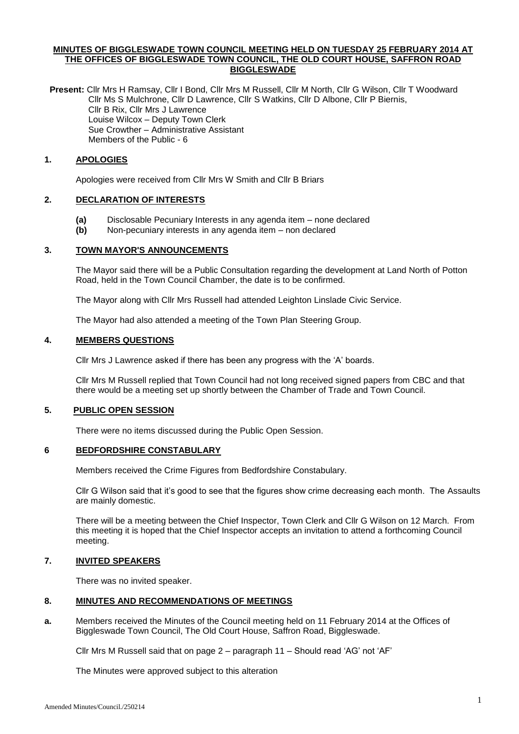**MINUTES OF BIGGLESWADE TOWN COUNCIL MEETING HELD ON TUESDAY 25 FEBRUARY 2014 AT THE OFFICES OF BIGGLESWADE TOWN COUNCIL, THE OLD COURT HOUSE, SAFFRON ROAD BIGGLESWADE**

**Present:** Cllr Mrs H Ramsay, Cllr I Bond, Cllr Mrs M Russell, Cllr M North, Cllr G Wilson, Cllr T Woodward
Cllr Ms S Mulchrone, Cllr D Lawrence, Cllr S Watkins, Cllr D Albone, Cllr P Biernis,
Cllr B Rix, Cllr Mrs J Lawrence
Louise Wilcox – Deputy Town Clerk
Sue Crowther – Administrative Assistant
Members of the Public - 6

## 1. APOLOGIES

Apologies were received from Cllr Mrs W Smith and Cllr B Briars

## 2. DECLARATION OF INTERESTS

**(a)** Disclosable Pecuniary Interests in any agenda item – none declared
**(b)** Non-pecuniary interests in any agenda item – non declared

## 3. TOWN MAYOR'S ANNOUNCEMENTS

The Mayor said there will be a Public Consultation regarding the development at Land North of Potton Road, held in the Town Council Chamber, the date is to be confirmed.

The Mayor along with Cllr Mrs Russell had attended Leighton Linslade Civic Service.

The Mayor had also attended a meeting of the Town Plan Steering Group.

## 4. MEMBERS QUESTIONS

Cllr Mrs J Lawrence asked if there has been any progress with the 'A' boards.

Cllr Mrs M Russell replied that Town Council had not long received signed papers from CBC and that there would be a meeting set up shortly between the Chamber of Trade and Town Council.

## 5. PUBLIC OPEN SESSION

There were no items discussed during the Public Open Session.

## 6 BEDFORDSHIRE CONSTABULARY

Members received the Crime Figures from Bedfordshire Constabulary.

Cllr G Wilson said that it's good to see that the figures show crime decreasing each month. The Assaults are mainly domestic.

There will be a meeting between the Chief Inspector, Town Clerk and Cllr G Wilson on 12 March. From this meeting it is hoped that the Chief Inspector accepts an invitation to attend a forthcoming Council meeting.

## 7. INVITED SPEAKERS

There was no invited speaker.

## 8. MINUTES AND RECOMMENDATIONS OF MEETINGS

**a.** Members received the Minutes of the Council meeting held on 11 February 2014 at the Offices of Biggleswade Town Council, The Old Court House, Saffron Road, Biggleswade.

Cllr Mrs M Russell said that on page 2 – paragraph 11 – Should read 'AG' not 'AF'

The Minutes were approved subject to this alteration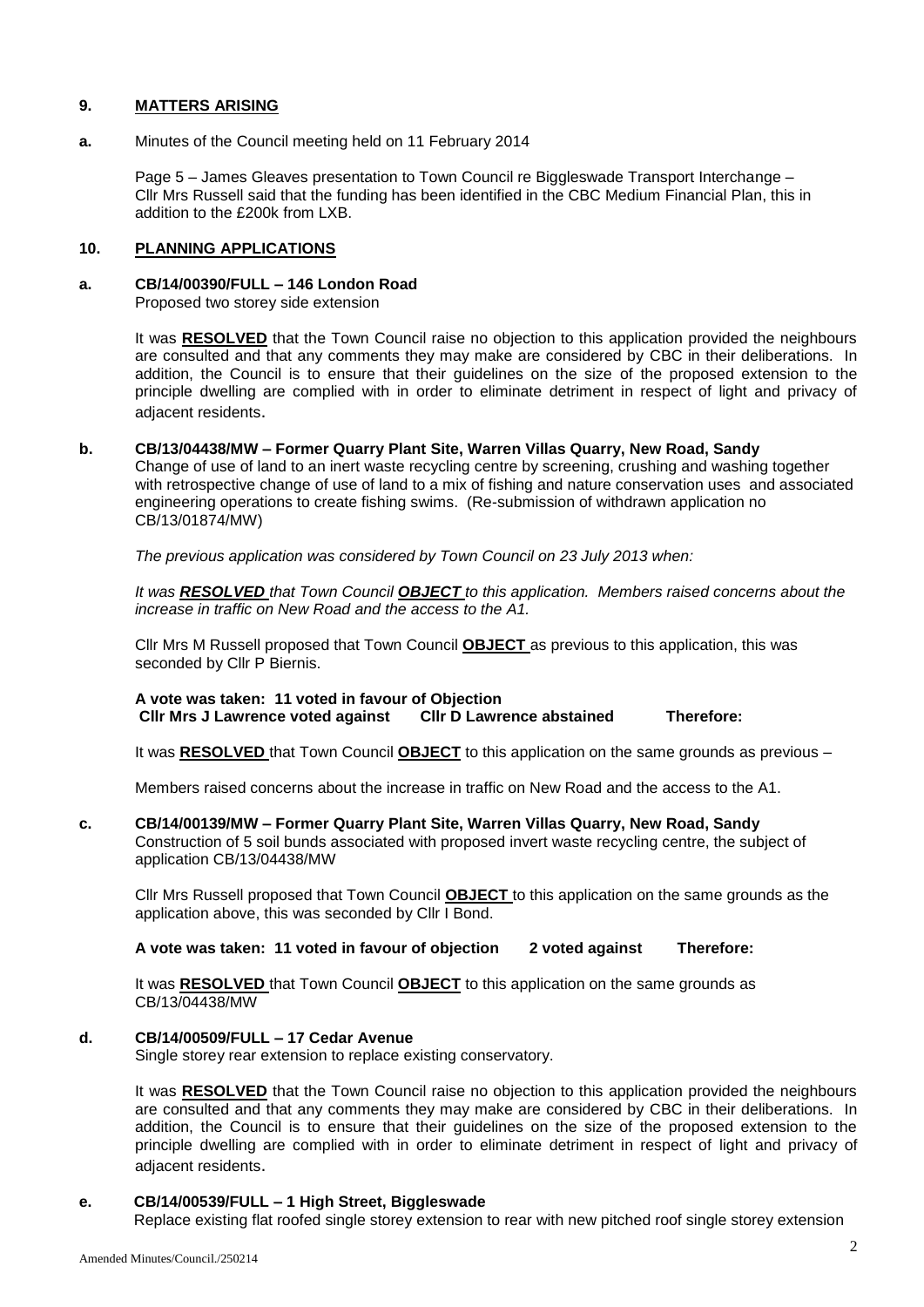## 9. MATTERS ARISING

**a.** Minutes of the Council meeting held on 11 February 2014

Page 5 – James Gleaves presentation to Town Council re Biggleswade Transport Interchange – Cllr Mrs Russell said that the funding has been identified in the CBC Medium Financial Plan, this in addition to the £200k from LXB.

## 10. PLANNING APPLICATIONS

**a. CB/14/00390/FULL – 146 London Road**

Proposed two storey side extension

It was **RESOLVED** that the Town Council raise no objection to this application provided the neighbours are consulted and that any comments they may make are considered by CBC in their deliberations. In addition, the Council is to ensure that their guidelines on the size of the proposed extension to the principle dwelling are complied with in order to eliminate detriment in respect of light and privacy of adjacent residents.

**b. CB/13/04438/MW – Former Quarry Plant Site, Warren Villas Quarry, New Road, Sandy**

Change of use of land to an inert waste recycling centre by screening, crushing and washing together with retrospective change of use of land to a mix of fishing and nature conservation uses and associated engineering operations to create fishing swims. (Re-submission of withdrawn application no CB/13/01874/MW)

*The previous application was considered by Town Council on 23 July 2013 when:*

*It was **RESOLVED** that Town Council **OBJECT** to this application. Members raised concerns about the increase in traffic on New Road and the access to the A1.*

Cllr Mrs M Russell proposed that Town Council **OBJECT** as previous to this application, this was seconded by Cllr P Biernis.

**A vote was taken: 11 voted in favour of Objection**
**Cllr Mrs J Lawrence voted against Cllr D Lawrence abstained Therefore:**

It was **RESOLVED** that Town Council **OBJECT** to this application on the same grounds as previous –

Members raised concerns about the increase in traffic on New Road and the access to the A1.

**c. CB/14/00139/MW – Former Quarry Plant Site, Warren Villas Quarry, New Road, Sandy**

Construction of 5 soil bunds associated with proposed invert waste recycling centre, the subject of application CB/13/04438/MW

Cllr Mrs Russell proposed that Town Council **OBJECT** to this application on the same grounds as the application above, this was seconded by Cllr I Bond.

**A vote was taken: 11 voted in favour of objection 2 voted against Therefore:**

It was **RESOLVED** that Town Council **OBJECT** to this application on the same grounds as CB/13/04438/MW

**d. CB/14/00509/FULL – 17 Cedar Avenue**

Single storey rear extension to replace existing conservatory.

It was **RESOLVED** that the Town Council raise no objection to this application provided the neighbours are consulted and that any comments they may make are considered by CBC in their deliberations. In addition, the Council is to ensure that their guidelines on the size of the proposed extension to the principle dwelling are complied with in order to eliminate detriment in respect of light and privacy of adjacent residents.

**e. CB/14/00539/FULL – 1 High Street, Biggleswade**

Replace existing flat roofed single storey extension to rear with new pitched roof single storey extension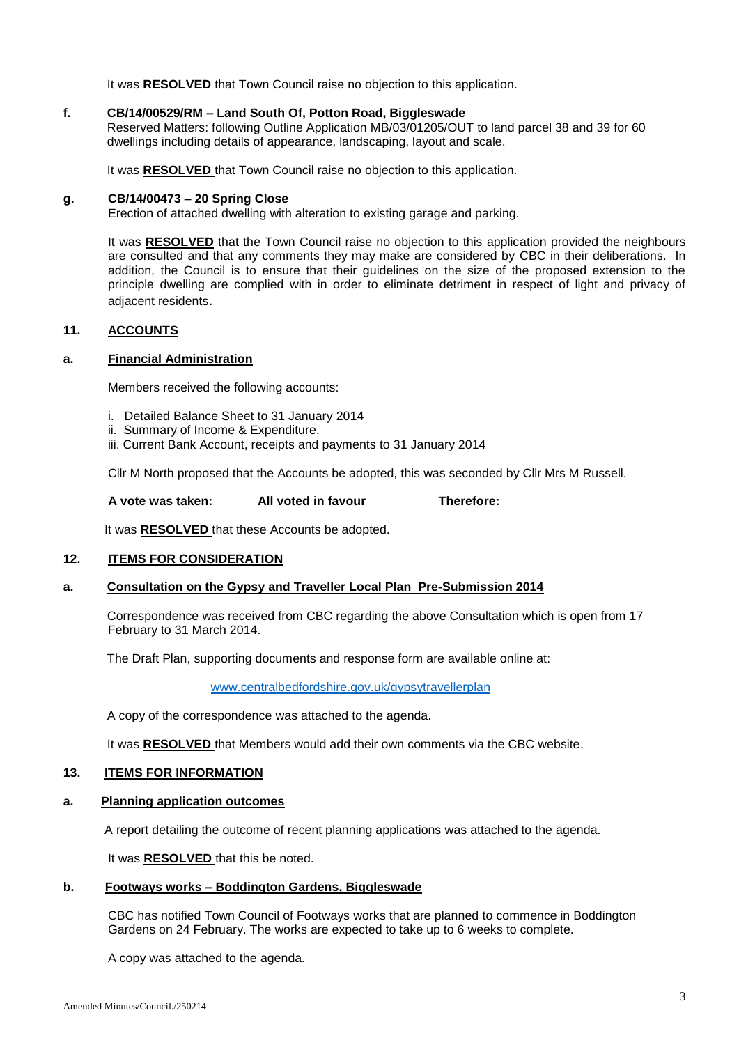It was **RESOLVED** that Town Council raise no objection to this application.

**f. CB/14/00529/RM – Land South Of, Potton Road, Biggleswade**

Reserved Matters: following Outline Application MB/03/01205/OUT to land parcel 38 and 39 for 60 dwellings including details of appearance, landscaping, layout and scale.

It was **RESOLVED** that Town Council raise no objection to this application.

**g. CB/14/00473 – 20 Spring Close**

Erection of attached dwelling with alteration to existing garage and parking.

It was **RESOLVED** that the Town Council raise no objection to this application provided the neighbours are consulted and that any comments they may make are considered by CBC in their deliberations. In addition, the Council is to ensure that their guidelines on the size of the proposed extension to the principle dwelling are complied with in order to eliminate detriment in respect of light and privacy of adjacent residents.

## 11. ACCOUNTS

### a. Financial Administration

Members received the following accounts:

i. Detailed Balance Sheet to 31 January 2014
ii. Summary of Income & Expenditure.
iii. Current Bank Account, receipts and payments to 31 January 2014

Cllr M North proposed that the Accounts be adopted, this was seconded by Cllr Mrs M Russell.

**A vote was taken: All voted in favour Therefore:**

It was **RESOLVED** that these Accounts be adopted.

## 12. ITEMS FOR CONSIDERATION

### a. Consultation on the Gypsy and Traveller Local Plan Pre-Submission 2014

Correspondence was received from CBC regarding the above Consultation which is open from 17 February to 31 March 2014.

The Draft Plan, supporting documents and response form are available online at:

www.centralbedfordshire.gov.uk/gypsytravellerplan

A copy of the correspondence was attached to the agenda.

It was **RESOLVED** that Members would add their own comments via the CBC website.

## 13. ITEMS FOR INFORMATION

### a. Planning application outcomes

A report detailing the outcome of recent planning applications was attached to the agenda.

It was **RESOLVED** that this be noted.

### b. Footways works – Boddington Gardens, Biggleswade

CBC has notified Town Council of Footways works that are planned to commence in Boddington Gardens on 24 February. The works are expected to take up to 6 weeks to complete.

A copy was attached to the agenda.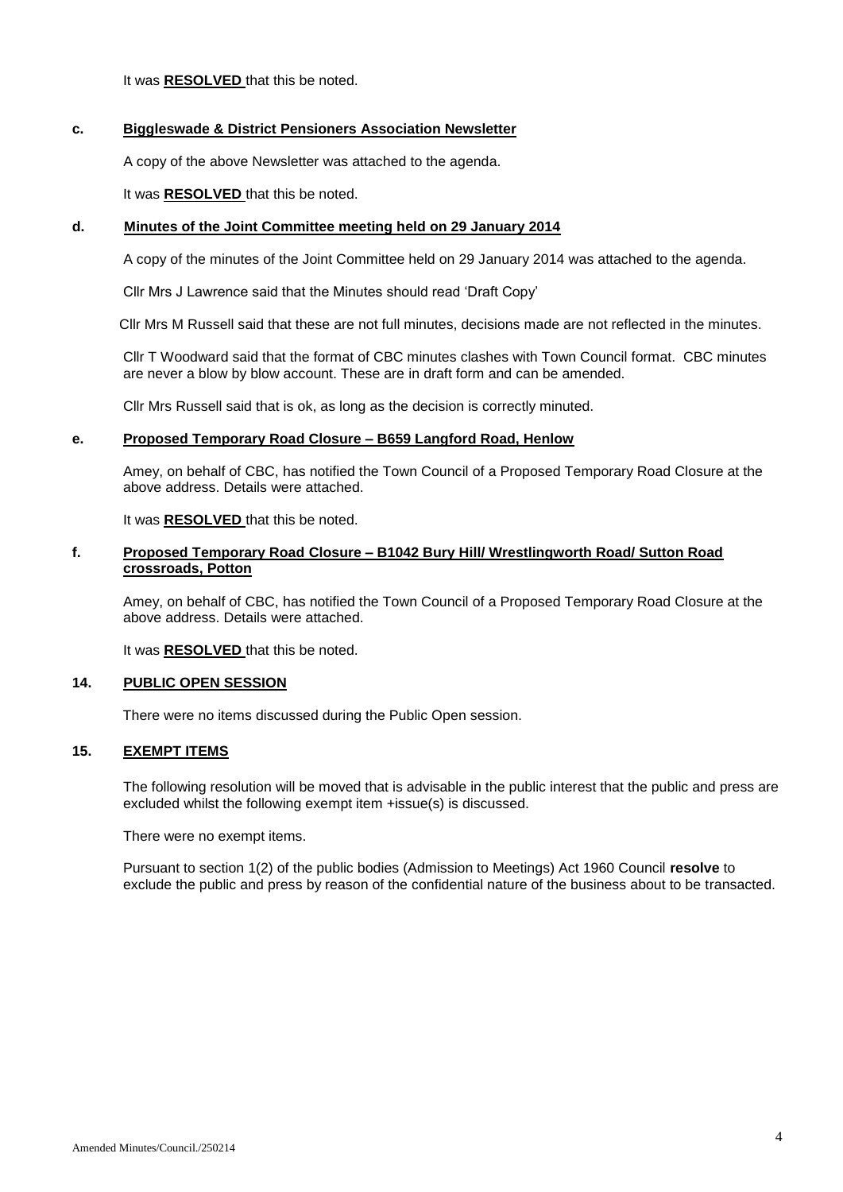It was **RESOLVED** that this be noted.

### c. Biggleswade & District Pensioners Association Newsletter

A copy of the above Newsletter was attached to the agenda.

It was **RESOLVED** that this be noted.

### d. Minutes of the Joint Committee meeting held on 29 January 2014

A copy of the minutes of the Joint Committee held on 29 January 2014 was attached to the agenda.

Cllr Mrs J Lawrence said that the Minutes should read 'Draft Copy'

Cllr Mrs M Russell said that these are not full minutes, decisions made are not reflected in the minutes.

Cllr T Woodward said that the format of CBC minutes clashes with Town Council format. CBC minutes are never a blow by blow account. These are in draft form and can be amended.

Cllr Mrs Russell said that is ok, as long as the decision is correctly minuted.

### e. Proposed Temporary Road Closure – B659 Langford Road, Henlow

Amey, on behalf of CBC, has notified the Town Council of a Proposed Temporary Road Closure at the above address. Details were attached.

It was **RESOLVED** that this be noted.

### f. Proposed Temporary Road Closure – B1042 Bury Hill/ Wrestlingworth Road/ Sutton Road crossroads, Potton

Amey, on behalf of CBC, has notified the Town Council of a Proposed Temporary Road Closure at the above address. Details were attached.

It was **RESOLVED** that this be noted.

## 14. PUBLIC OPEN SESSION

There were no items discussed during the Public Open session.

## 15. EXEMPT ITEMS

The following resolution will be moved that is advisable in the public interest that the public and press are excluded whilst the following exempt item +issue(s) is discussed.

There were no exempt items.

Pursuant to section 1(2) of the public bodies (Admission to Meetings) Act 1960 Council **resolve** to exclude the public and press by reason of the confidential nature of the business about to be transacted.